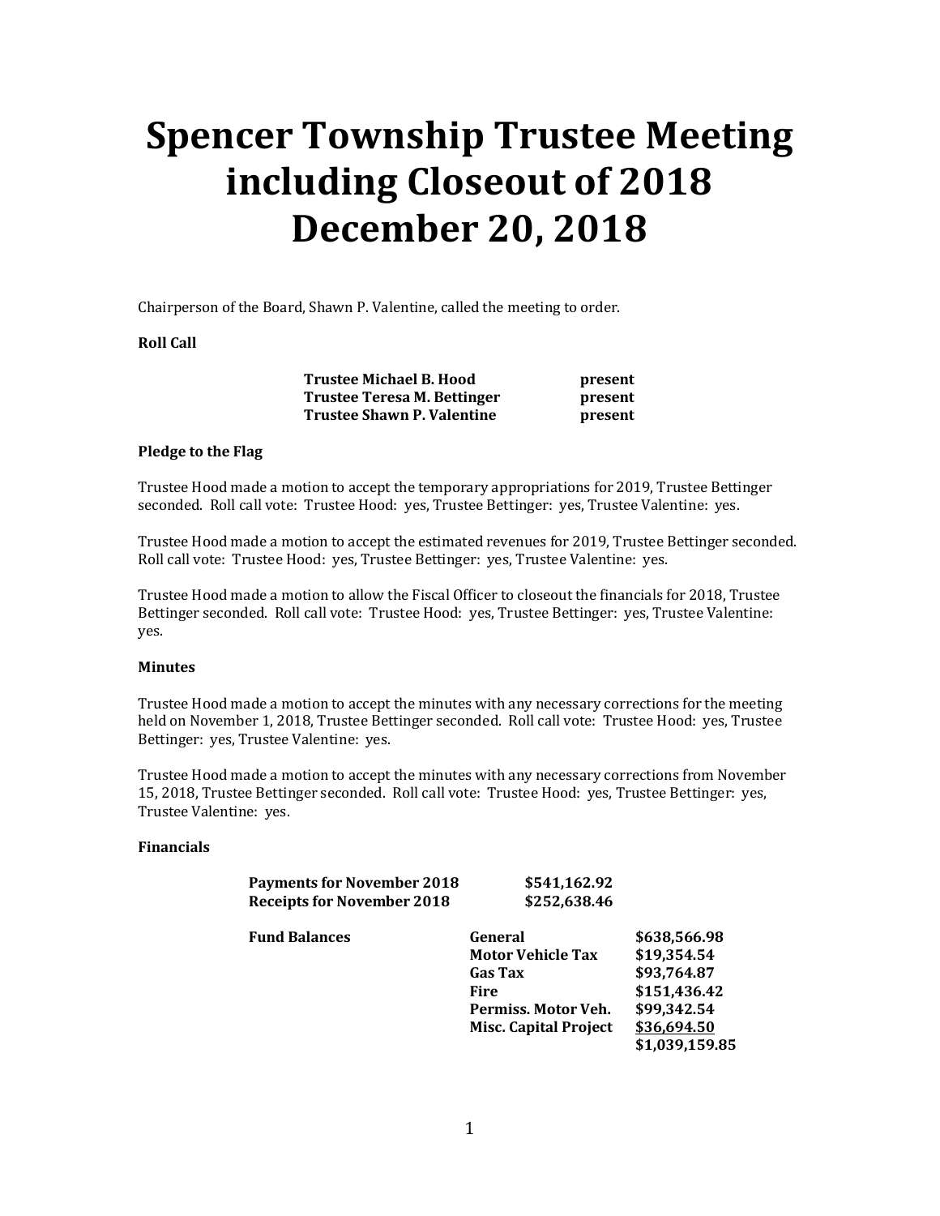# Spencer Township Trustee Meeting including Closeout of 2018 December 20, 2018

Chairperson of the Board, Shawn P. Valentine, called the meeting to order.

**Roll Call**

| | |
|---|---|
| **Trustee Michael B. Hood** | **present** |
| **Trustee Teresa M. Bettinger** | **present** |
| **Trustee Shawn P. Valentine** | **present** |

**Pledge to the Flag**

Trustee Hood made a motion to accept the temporary appropriations for 2019, Trustee Bettinger seconded. Roll call vote: Trustee Hood: yes, Trustee Bettinger: yes, Trustee Valentine: yes.

Trustee Hood made a motion to accept the estimated revenues for 2019, Trustee Bettinger seconded. Roll call vote: Trustee Hood: yes, Trustee Bettinger: yes, Trustee Valentine: yes.

Trustee Hood made a motion to allow the Fiscal Officer to closeout the financials for 2018, Trustee Bettinger seconded. Roll call vote: Trustee Hood: yes, Trustee Bettinger: yes, Trustee Valentine: yes.

**Minutes**

Trustee Hood made a motion to accept the minutes with any necessary corrections for the meeting held on November 1, 2018, Trustee Bettinger seconded. Roll call vote: Trustee Hood: yes, Trustee Bettinger: yes, Trustee Valentine: yes.

Trustee Hood made a motion to accept the minutes with any necessary corrections from November 15, 2018, Trustee Bettinger seconded. Roll call vote: Trustee Hood: yes, Trustee Bettinger: yes, Trustee Valentine: yes.

**Financials**

| | | |
|---|---|---|
| **Payments for November 2018** | **$541,162.92** | |
| **Receipts for November 2018** | **$252,638.46** | |
| **Fund Balances** | **General** | **$638,566.98** |
| | **Motor Vehicle Tax** | **$19,354.54** |
| | **Gas Tax** | **$93,764.87** |
| | **Fire** | **$151,436.42** |
| | **Permiss. Motor Veh.** | **$99,342.54** |
| | **Misc. Capital Project** | **$36,694.50** |
| | | **$1,039,159.85** |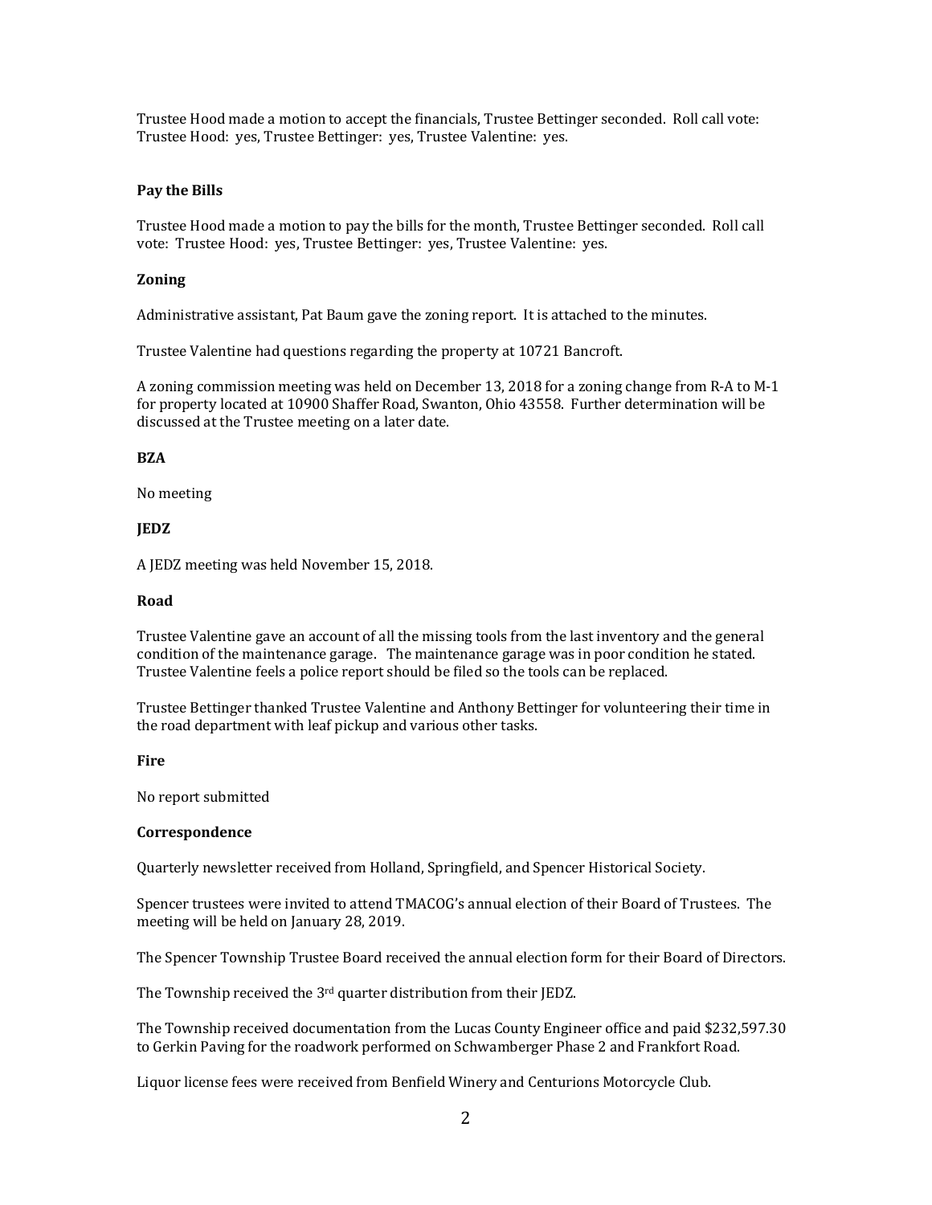Trustee Hood made a motion to accept the financials, Trustee Bettinger seconded. Roll call vote: Trustee Hood: yes, Trustee Bettinger: yes, Trustee Valentine: yes.

**Pay the Bills**

Trustee Hood made a motion to pay the bills for the month, Trustee Bettinger seconded. Roll call vote: Trustee Hood: yes, Trustee Bettinger: yes, Trustee Valentine: yes.

**Zoning**

Administrative assistant, Pat Baum gave the zoning report. It is attached to the minutes.

Trustee Valentine had questions regarding the property at 10721 Bancroft.

A zoning commission meeting was held on December 13, 2018 for a zoning change from R-A to M-1 for property located at 10900 Shaffer Road, Swanton, Ohio 43558. Further determination will be discussed at the Trustee meeting on a later date.

**BZA**

No meeting

**JEDZ**

A JEDZ meeting was held November 15, 2018.

**Road**

Trustee Valentine gave an account of all the missing tools from the last inventory and the general condition of the maintenance garage. The maintenance garage was in poor condition he stated. Trustee Valentine feels a police report should be filed so the tools can be replaced.

Trustee Bettinger thanked Trustee Valentine and Anthony Bettinger for volunteering their time in the road department with leaf pickup and various other tasks.

**Fire**

No report submitted

**Correspondence**

Quarterly newsletter received from Holland, Springfield, and Spencer Historical Society.

Spencer trustees were invited to attend TMACOG's annual election of their Board of Trustees. The meeting will be held on January 28, 2019.

The Spencer Township Trustee Board received the annual election form for their Board of Directors.

The Township received the 3rd quarter distribution from their JEDZ.

The Township received documentation from the Lucas County Engineer office and paid $232,597.30 to Gerkin Paving for the roadwork performed on Schwamberger Phase 2 and Frankfort Road.

Liquor license fees were received from Benfield Winery and Centurions Motorcycle Club.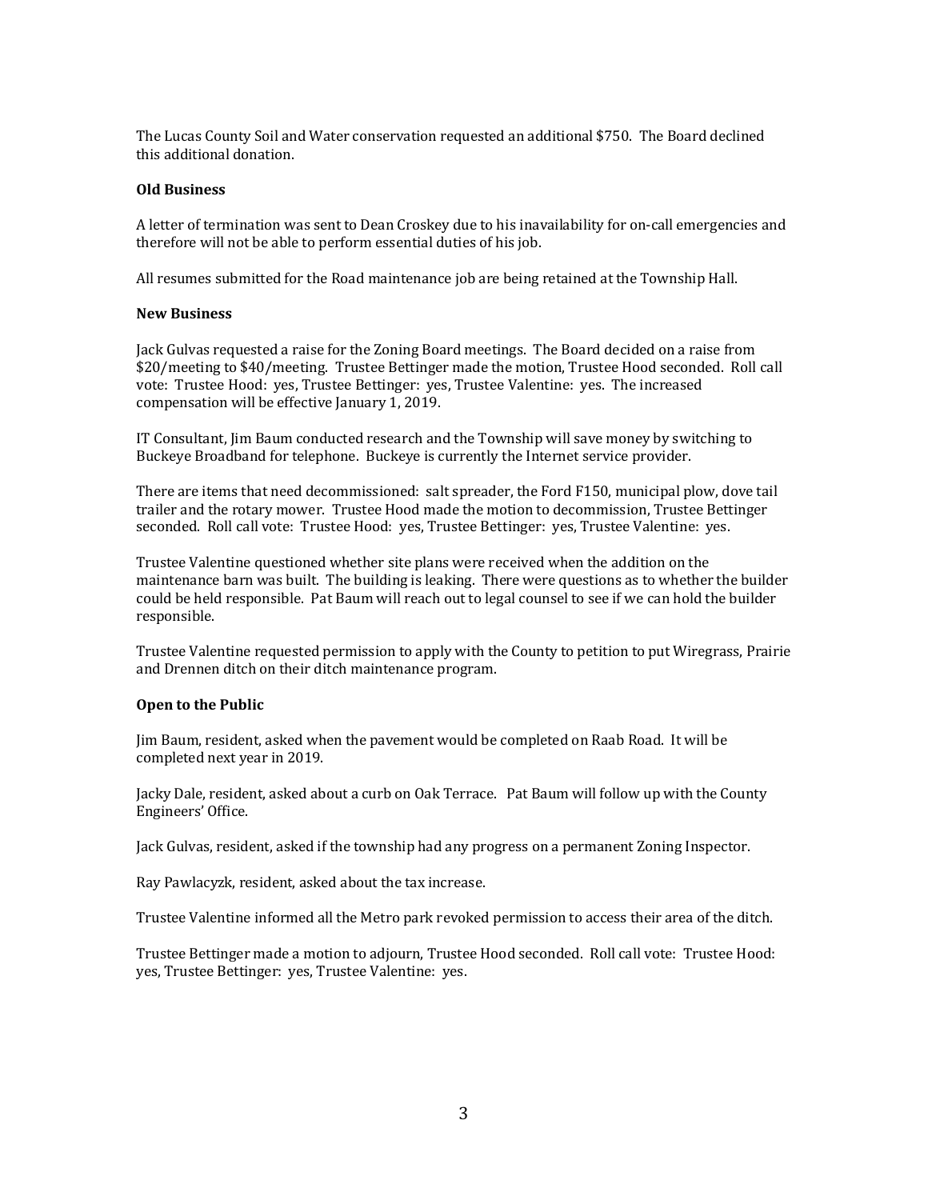The Lucas County Soil and Water conservation requested an additional $750. The Board declined this additional donation.

**Old Business**

A letter of termination was sent to Dean Croskey due to his inavailability for on-call emergencies and therefore will not be able to perform essential duties of his job.

All resumes submitted for the Road maintenance job are being retained at the Township Hall.

**New Business**

Jack Gulvas requested a raise for the Zoning Board meetings. The Board decided on a raise from $20/meeting to $40/meeting. Trustee Bettinger made the motion, Trustee Hood seconded. Roll call vote: Trustee Hood: yes, Trustee Bettinger: yes, Trustee Valentine: yes. The increased compensation will be effective January 1, 2019.

IT Consultant, Jim Baum conducted research and the Township will save money by switching to Buckeye Broadband for telephone. Buckeye is currently the Internet service provider.

There are items that need decommissioned: salt spreader, the Ford F150, municipal plow, dove tail trailer and the rotary mower. Trustee Hood made the motion to decommission, Trustee Bettinger seconded. Roll call vote: Trustee Hood: yes, Trustee Bettinger: yes, Trustee Valentine: yes.

Trustee Valentine questioned whether site plans were received when the addition on the maintenance barn was built. The building is leaking. There were questions as to whether the builder could be held responsible. Pat Baum will reach out to legal counsel to see if we can hold the builder responsible.

Trustee Valentine requested permission to apply with the County to petition to put Wiregrass, Prairie and Drennen ditch on their ditch maintenance program.

**Open to the Public**

Jim Baum, resident, asked when the pavement would be completed on Raab Road. It will be completed next year in 2019.

Jacky Dale, resident, asked about a curb on Oak Terrace. Pat Baum will follow up with the County Engineers' Office.

Jack Gulvas, resident, asked if the township had any progress on a permanent Zoning Inspector.

Ray Pawlacyzk, resident, asked about the tax increase.

Trustee Valentine informed all the Metro park revoked permission to access their area of the ditch.

Trustee Bettinger made a motion to adjourn, Trustee Hood seconded. Roll call vote: Trustee Hood: yes, Trustee Bettinger: yes, Trustee Valentine: yes.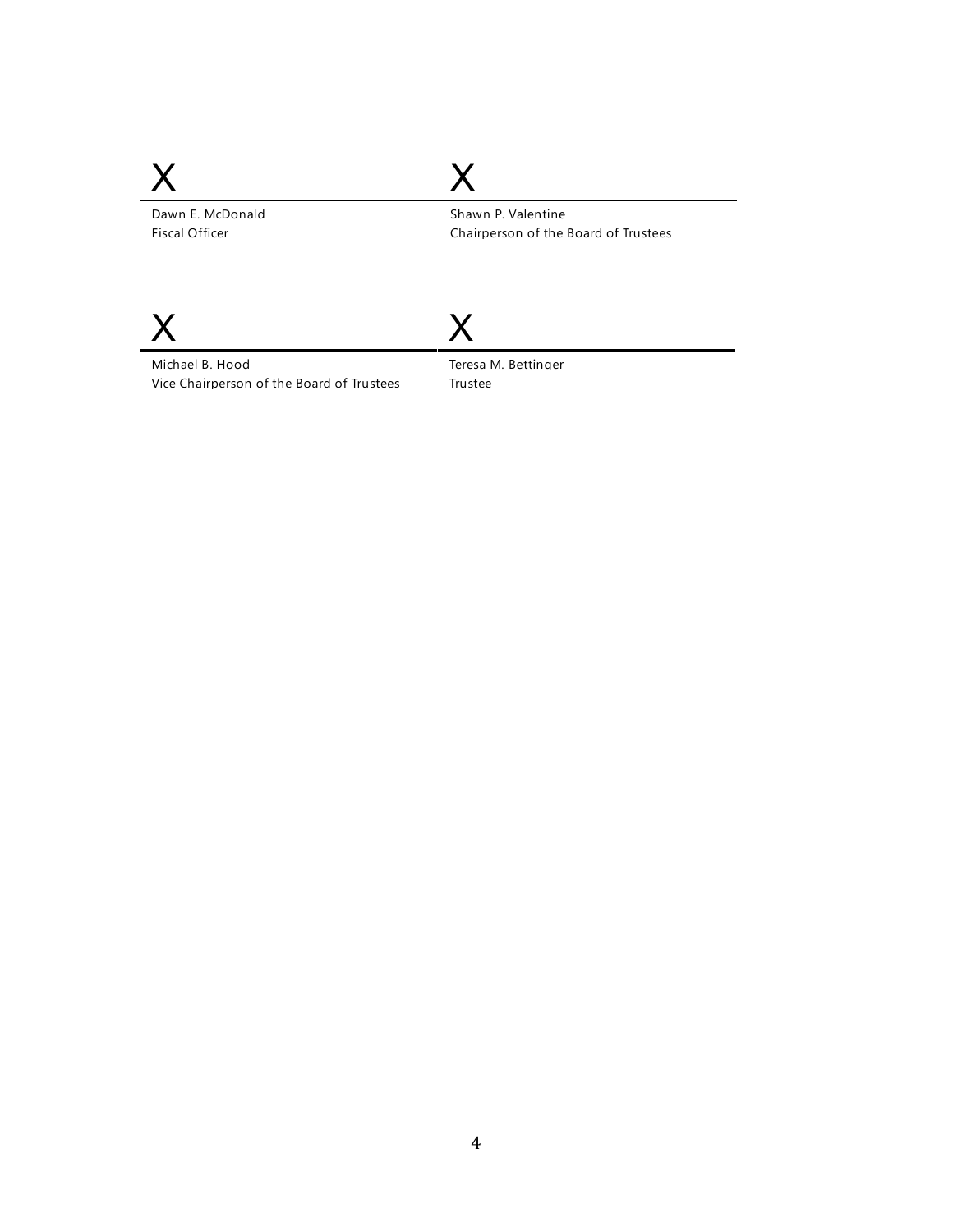X

Dawn E. McDonald
Fiscal Officer

X

Shawn P. Valentine
Chairperson of the Board of Trustees

X

Michael B. Hood
Vice Chairperson of the Board of Trustees

X

Teresa M. Bettinger
Trustee